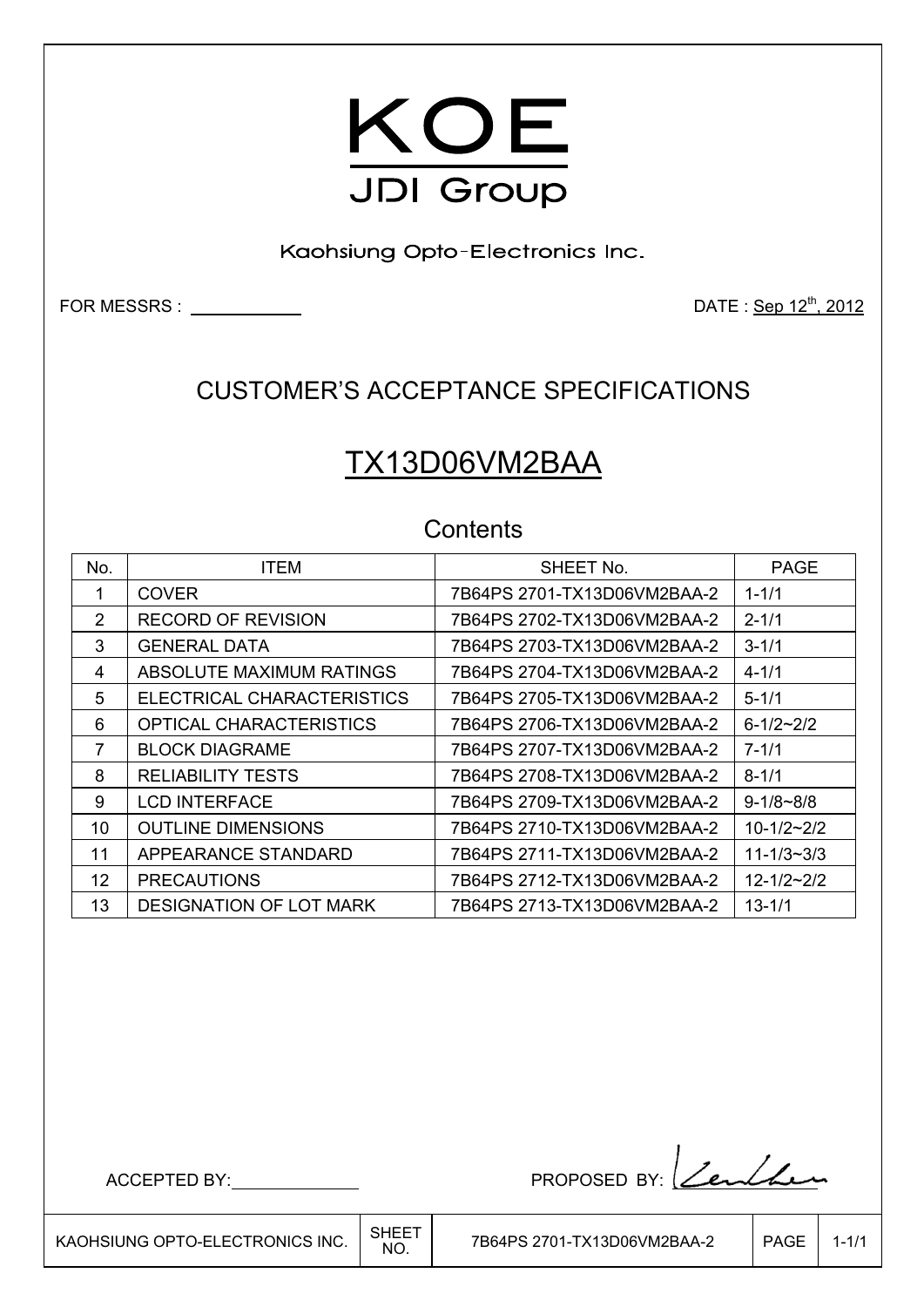# KOE

JDI Group

Kaohsiung Opto-Electronics Inc.

FOR MESSRS : \_\_\_\_\_\_\_\_\_\_

DATE : Sep 12th, 2012

## CUSTOMER'S ACCEPTANCE SPECIFICATIONS

# TX13D06VM2BAA

## Contents

| No. | ITEM | SHEET No. | PAGE |
|---|---|---|---|
| 1 | COVER | 7B64PS 2701-TX13D06VM2BAA-2 | 1-1/1 |
| 2 | RECORD OF REVISION | 7B64PS 2702-TX13D06VM2BAA-2 | 2-1/1 |
| 3 | GENERAL DATA | 7B64PS 2703-TX13D06VM2BAA-2 | 3-1/1 |
| 4 | ABSOLUTE MAXIMUM RATINGS | 7B64PS 2704-TX13D06VM2BAA-2 | 4-1/1 |
| 5 | ELECTRICAL CHARACTERISTICS | 7B64PS 2705-TX13D06VM2BAA-2 | 5-1/1 |
| 6 | OPTICAL CHARACTERISTICS | 7B64PS 2706-TX13D06VM2BAA-2 | 6-1/2~2/2 |
| 7 | BLOCK DIAGRAME | 7B64PS 2707-TX13D06VM2BAA-2 | 7-1/1 |
| 8 | RELIABILITY TESTS | 7B64PS 2708-TX13D06VM2BAA-2 | 8-1/1 |
| 9 | LCD INTERFACE | 7B64PS 2709-TX13D06VM2BAA-2 | 9-1/8~8/8 |
| 10 | OUTLINE DIMENSIONS | 7B64PS 2710-TX13D06VM2BAA-2 | 10-1/2~2/2 |
| 11 | APPEARANCE STANDARD | 7B64PS 2711-TX13D06VM2BAA-2 | 11-1/3~3/3 |
| 12 | PRECAUTIONS | 7B64PS 2712-TX13D06VM2BAA-2 | 12-1/2~2/2 |
| 13 | DESIGNATION OF LOT MARK | 7B64PS 2713-TX13D06VM2BAA-2 | 13-1/1 |

ACCEPTED BY: \_\_\_\_\_\_\_\_\_\_

PROPOSED BY: (signature)

| KAOHSIUNG OPTO-ELECTRONICS INC. | SHEET NO. | 7B64PS 2701-TX13D06VM2BAA-2 | PAGE | 1-1/1 |
|---|---|---|---|---|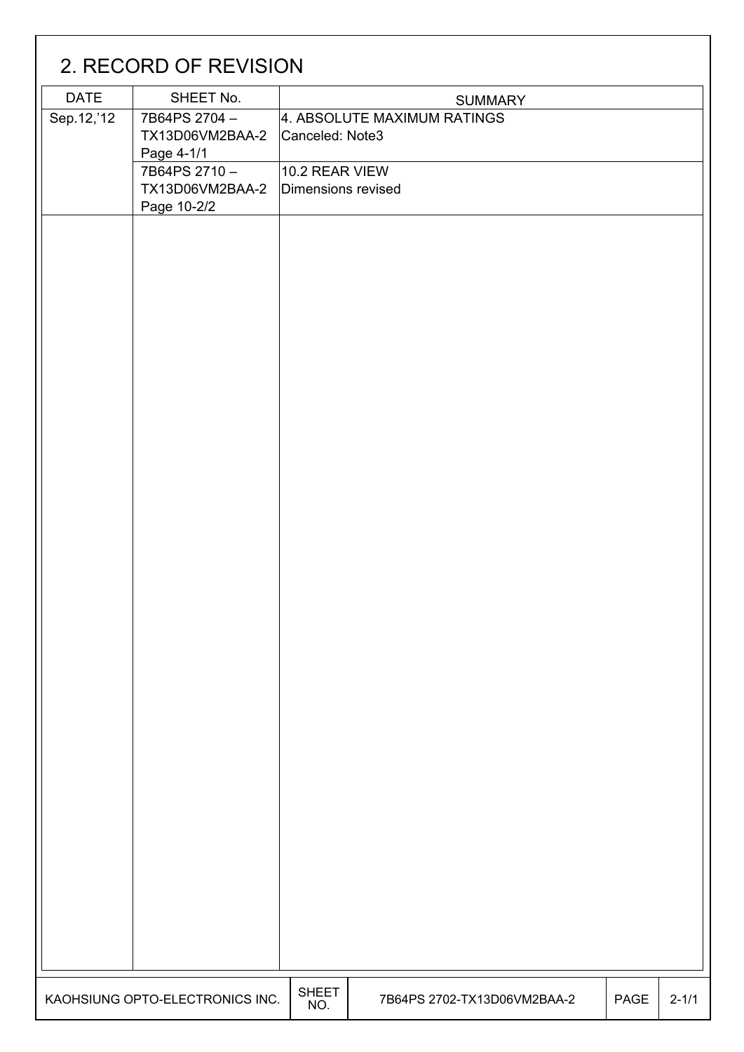## 2. RECORD OF REVISION

| DATE | SHEET No. | SUMMARY |
|---|---|---|
| Sep.12,'12 | 7B64PS 2704 – TX13D06VM2BAA-2 Page 4-1/1 | 4. ABSOLUTE MAXIMUM RATINGS Canceled: Note3 |
| | 7B64PS 2710 – TX13D06VM2BAA-2 Page 10-2/2 | 10.2 REAR VIEW Dimensions revised |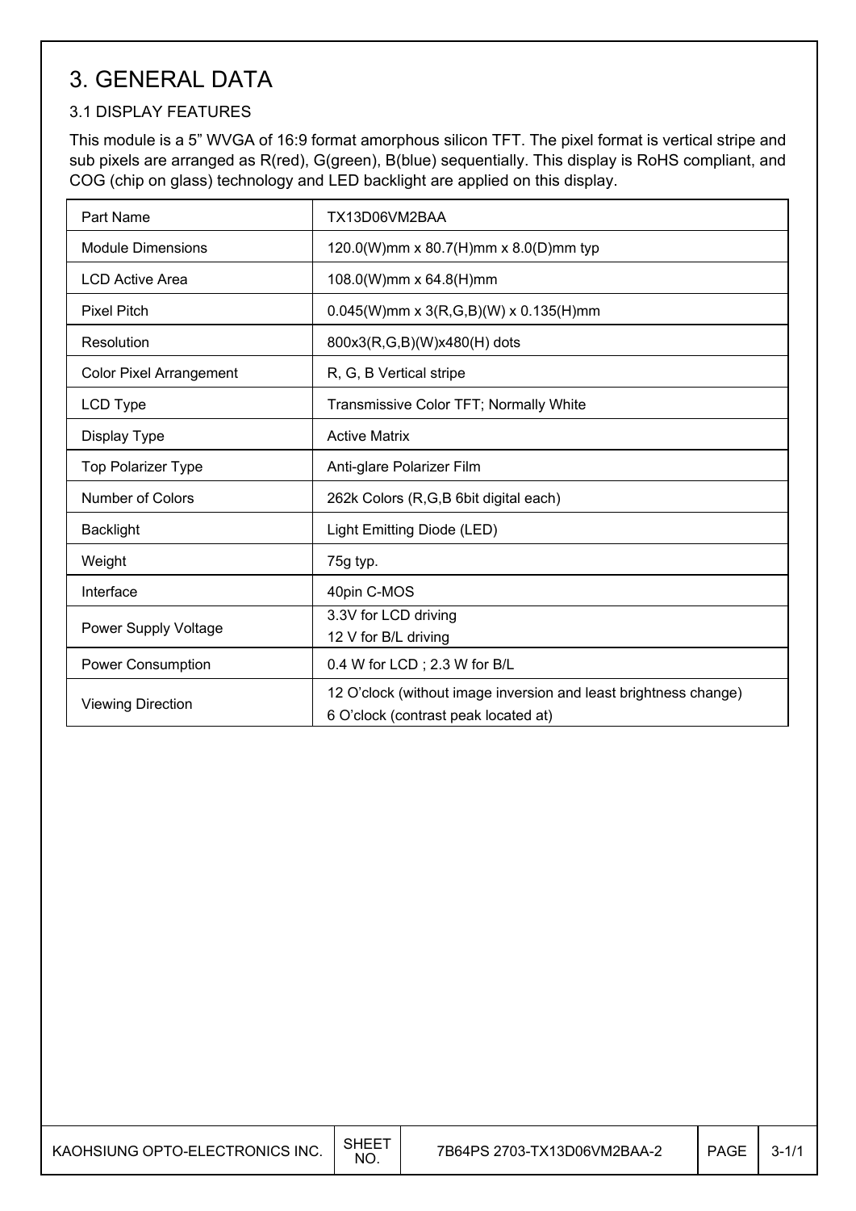# 3. GENERAL DATA

## 3.1 DISPLAY FEATURES

This module is a 5" WVGA of 16:9 format amorphous silicon TFT. The pixel format is vertical stripe and sub pixels are arranged as R(red), G(green), B(blue) sequentially. This display is RoHS compliant, and COG (chip on glass) technology and LED backlight are applied on this display.

| Part Name | TX13D06VM2BAA |
|---|---|
| Module Dimensions | 120.0(W)mm x 80.7(H)mm x 8.0(D)mm typ |
| LCD Active Area | 108.0(W)mm x 64.8(H)mm |
| Pixel Pitch | 0.045(W)mm x 3(R,G,B)(W) x 0.135(H)mm |
| Resolution | 800x3(R,G,B)(W)x480(H) dots |
| Color Pixel Arrangement | R, G, B Vertical stripe |
| LCD Type | Transmissive Color TFT; Normally White |
| Display Type | Active Matrix |
| Top Polarizer Type | Anti-glare Polarizer Film |
| Number of Colors | 262k Colors (R,G,B 6bit digital each) |
| Backlight | Light Emitting Diode (LED) |
| Weight | 75g typ. |
| Interface | 40pin C-MOS |
| Power Supply Voltage | 3.3V for LCD driving<br>12 V for B/L driving |
| Power Consumption | 0.4 W for LCD ; 2.3 W for B/L |
| Viewing Direction | 12 O'clock (without image inversion and least brightness change)<br>6 O'clock (contrast peak located at) |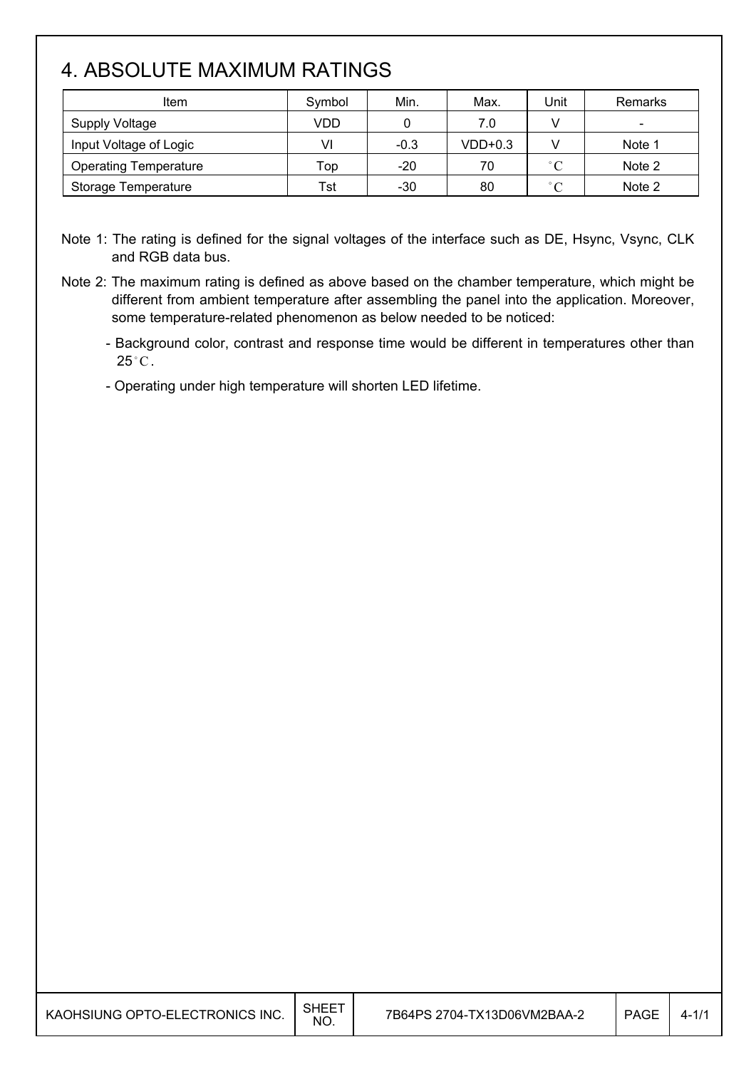# 4. ABSOLUTE MAXIMUM RATINGS

| Item | Symbol | Min. | Max. | Unit | Remarks |
|---|---|---|---|---|---|
| Supply Voltage | VDD | 0 | 7.0 | V | - |
| Input Voltage of Logic | VI | -0.3 | VDD+0.3 | V | Note 1 |
| Operating Temperature | Top | -20 | 70 | °C | Note 2 |
| Storage Temperature | Tst | -30 | 80 | °C | Note 2 |

Note 1: The rating is defined for the signal voltages of the interface such as DE, Hsync, Vsync, CLK and RGB data bus.

Note 2: The maximum rating is defined as above based on the chamber temperature, which might be different from ambient temperature after assembling the panel into the application. Moreover, some temperature-related phenomenon as below needed to be noticed:

- Background color, contrast and response time would be different in temperatures other than 25°C.
- Operating under high temperature will shorten LED lifetime.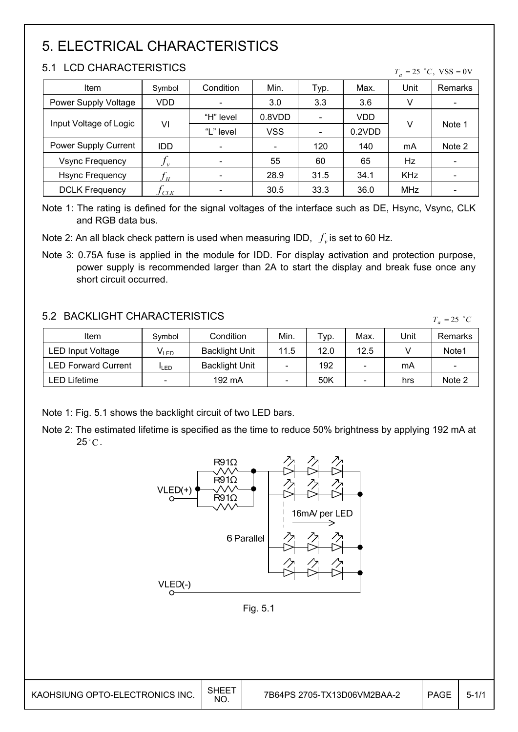# 5. ELECTRICAL CHARACTERISTICS

## 5.1 LCD CHARACTERISTICS

$T_a = 25\ ^{\circ}C,\ \text{VSS} = 0\text{V}$

| Item | Symbol | Condition | Min. | Typ. | Max. | Unit | Remarks |
|---|---|---|---|---|---|---|---|
| Power Supply Voltage | VDD | - | 3.0 | 3.3 | 3.6 | V | - |
| Input Voltage of Logic | VI | "H" level | 0.8VDD | - | VDD | V | Note 1 |
| | | "L" level | VSS | - | 0.2VDD | | |
| Power Supply Current | IDD | - | - | 120 | 140 | mA | Note 2 |
| Vsync Frequency | $f_v$ | - | 55 | 60 | 65 | Hz | - |
| Hsync Frequency | $f_H$ | - | 28.9 | 31.5 | 34.1 | KHz | - |
| DCLK Frequency | $f_{CLK}$ | - | 30.5 | 33.3 | 36.0 | MHz | - |

Note 1: The rating is defined for the signal voltages of the interface such as DE, Hsync, Vsync, CLK and RGB data bus.

Note 2: An all black check pattern is used when measuring IDD, $f_v$ is set to 60 Hz.

Note 3: 0.75A fuse is applied in the module for IDD. For display activation and protection purpose, power supply is recommended larger than 2A to start the display and break fuse once any short circuit occurred.

## 5.2 BACKLIGHT CHARACTERISTICS

$T_a = 25\ ^{\circ}C$

| Item | Symbol | Condition | Min. | Typ. | Max. | Unit | Remarks |
|---|---|---|---|---|---|---|---|
| LED Input Voltage | $V_{LED}$ | Backlight Unit | 11.5 | 12.0 | 12.5 | V | Note1 |
| LED Forward Current | $I_{LED}$ | Backlight Unit | - | 192 | - | mA | - |
| LED Lifetime | - | 192 mA | - | 50K | - | hrs | Note 2 |

Note 1: Fig. 5.1 shows the backlight circuit of two LED bars.

Note 2: The estimated lifetime is specified as the time to reduce 50% brightness by applying 192 mA at 25 $^{\circ}C$.

R91Ω
R91Ω
R91Ω
VLED(+)
16mA/ per LED
6 Parallel
VLED(-)

Fig. 5.1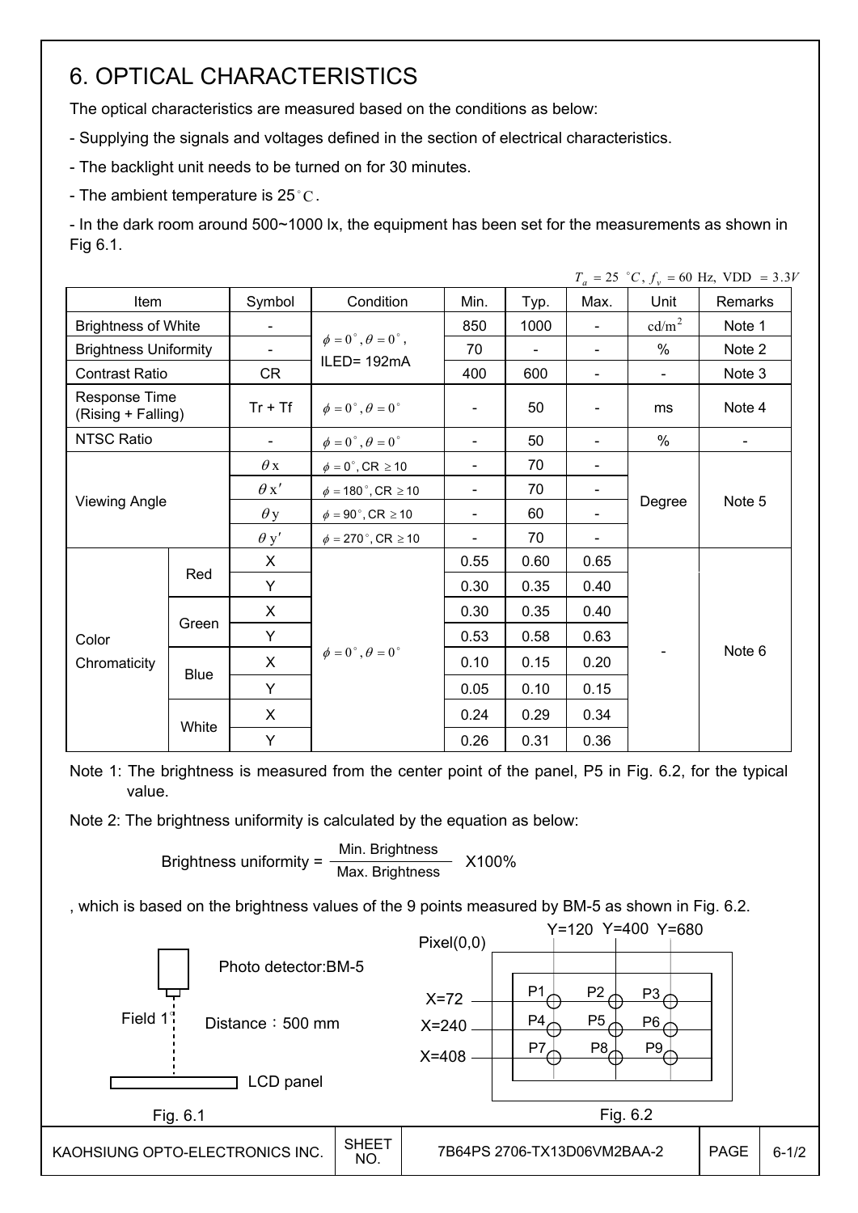# 6. OPTICAL CHARACTERISTICS

The optical characteristics are measured based on the conditions as below:

- Supplying the signals and voltages defined in the section of electrical characteristics.
- The backlight unit needs to be turned on for 30 minutes.
- The ambient temperature is 25°C.
- In the dark room around 500~1000 lx, the equipment has been set for the measurements as shown in Fig 6.1.

$T_a = 25\ ^\circ C,\ f_v = 60\ \text{Hz},\ \text{VDD} = 3.3V$

| Item | | Symbol | Condition | Min. | Typ. | Max. | Unit | Remarks |
|---|---|---|---|---|---|---|---|---|
| Brightness of White | | - | $\phi = 0^\circ, \theta = 0^\circ$, ILED= 192mA | 850 | 1000 | - | $cd/m^2$ | Note 1 |
| Brightness Uniformity | | - | | 70 | - | - | % | Note 2 |
| Contrast Ratio | | CR | | 400 | 600 | - | - | Note 3 |
| Response Time (Rising + Falling) | | Tr + Tf | $\phi = 0^\circ, \theta = 0^\circ$ | - | 50 | - | ms | Note 4 |
| NTSC Ratio | | - | $\phi = 0^\circ, \theta = 0^\circ$ | - | 50 | - | % | - |
| Viewing Angle | | $\theta$x | $\phi = 0^\circ$, CR $\geq 10$ | - | 70 | - | Degree | Note 5 |
| | | $\theta$x' | $\phi = 180^\circ$, CR $\geq 10$ | - | 70 | - | | |
| | | $\theta$y | $\phi = 90^\circ$, CR $\geq 10$ | - | 60 | - | | |
| | | $\theta$y' | $\phi = 270^\circ$, CR $\geq 10$ | - | 70 | - | | |
| Color Chromaticity | Red | X | $\phi = 0^\circ, \theta = 0^\circ$ | 0.55 | 0.60 | 0.65 | - | Note 6 |
| | | Y | | 0.30 | 0.35 | 0.40 | | |
| | Green | X | | 0.30 | 0.35 | 0.40 | | |
| | | Y | | 0.53 | 0.58 | 0.63 | | |
| | Blue | X | | 0.10 | 0.15 | 0.20 | | |
| | | Y | | 0.05 | 0.10 | 0.15 | | |
| | White | X | | 0.24 | 0.29 | 0.34 | | |
| | | Y | | 0.26 | 0.31 | 0.36 | | |

Note 1: The brightness is measured from the center point of the panel, P5 in Fig. 6.2, for the typical value.

Note 2: The brightness uniformity is calculated by the equation as below:

$$\text{Brightness uniformity} = \frac{\text{Min. Brightness}}{\text{Max. Brightness}} \times 100\%$$

, which is based on the brightness values of the 9 points measured by BM-5 as shown in Fig. 6.2.

Photo detector:BM-5

Field 1

Distance：500 mm

LCD panel

Fig. 6.1

Pixel(0,0)

Y=120 Y=400 Y=680

X=72 — P1 P2 P3

X=240 — P4 P5 P6

X=408 — P7 P8 P9

Fig. 6.2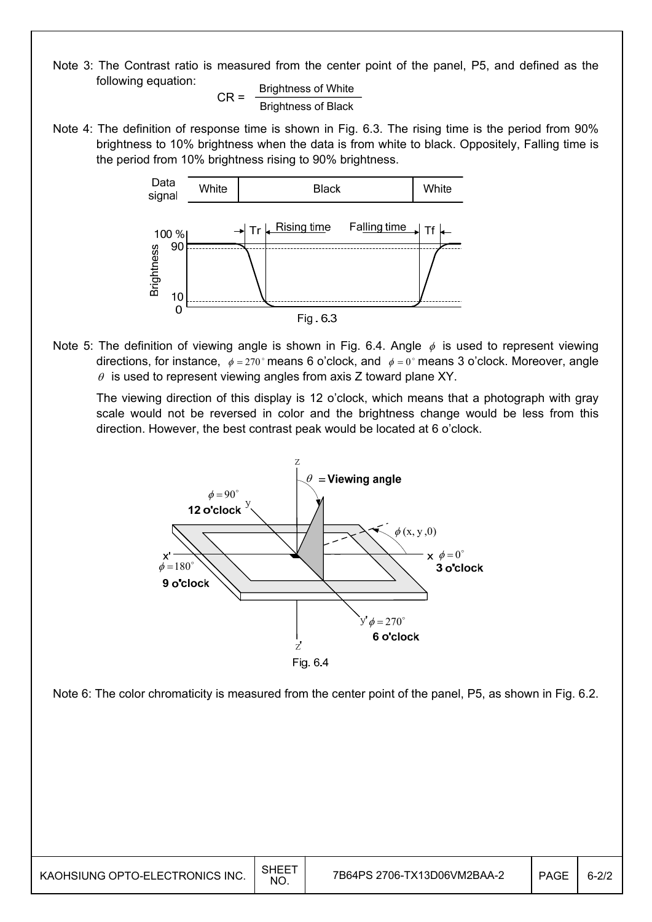Note 3: The Contrast ratio is measured from the center point of the panel, P5, and defined as the following equation:

$$CR = \frac{\text{Brightness of White}}{\text{Brightness of Black}}$$

Note 4: The definition of response time is shown in Fig. 6.3. The rising time is the period from 90% brightness to 10% brightness when the data is from white to black. Oppositely, Falling time is the period from 10% brightness rising to 90% brightness.

Fig . 6.3

Note 5: The definition of viewing angle is shown in Fig. 6.4. Angle $\phi$ is used to represent viewing directions, for instance, $\phi = 270^{\circ}$ means 6 o'clock, and $\phi = 0^{\circ}$ means 3 o'clock. Moreover, angle $\theta$ is used to represent viewing angles from axis Z toward plane XY.

The viewing direction of this display is 12 o'clock, which means that a photograph with gray scale would not be reversed in color and the brightness change would be less from this direction. However, the best contrast peak would be located at 6 o'clock.

Fig. 6.4

Note 6: The color chromaticity is measured from the center point of the panel, P5, as shown in Fig. 6.2.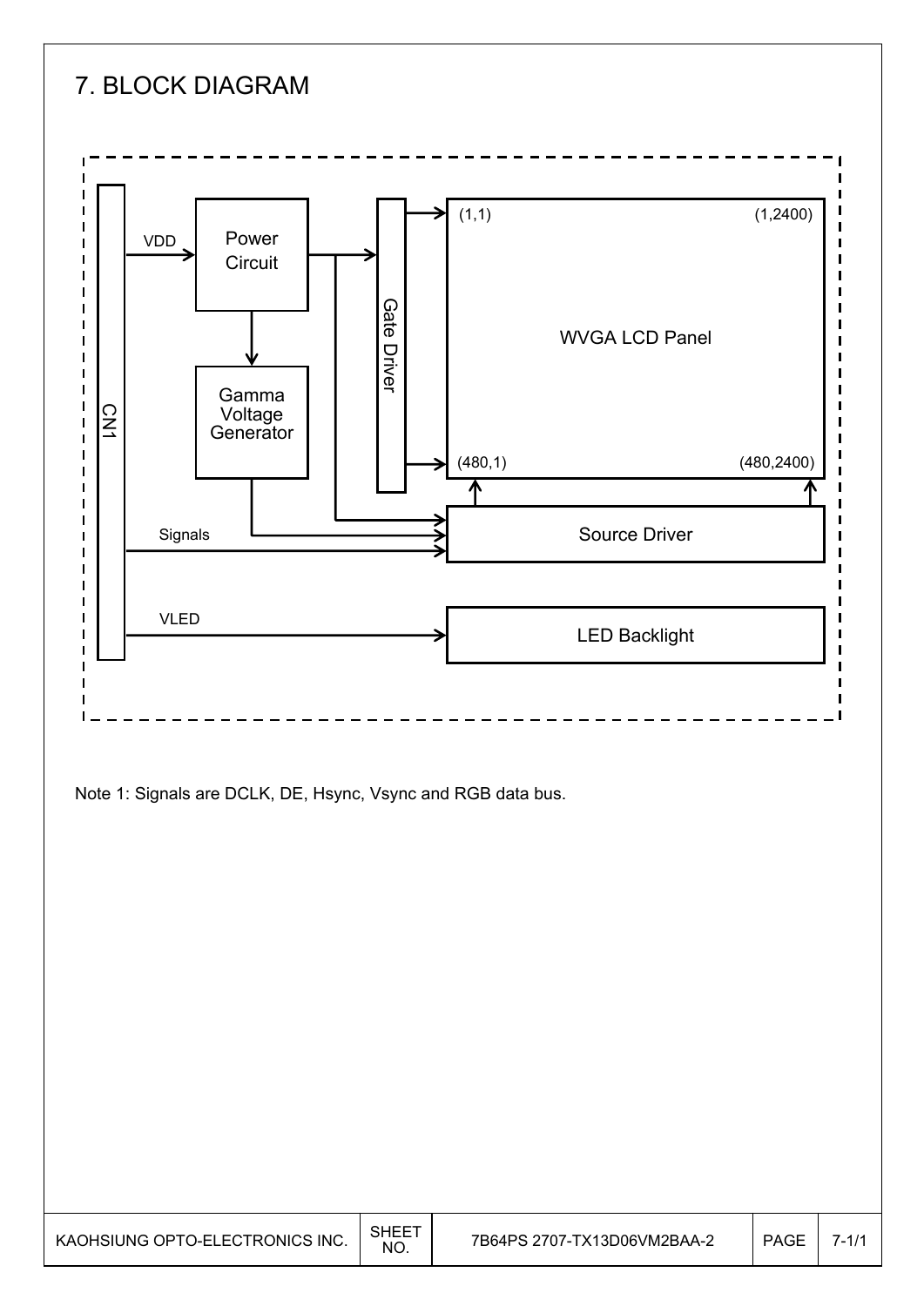# 7. BLOCK DIAGRAM

Note 1: Signals are DCLK, DE, Hsync, Vsync and RGB data bus.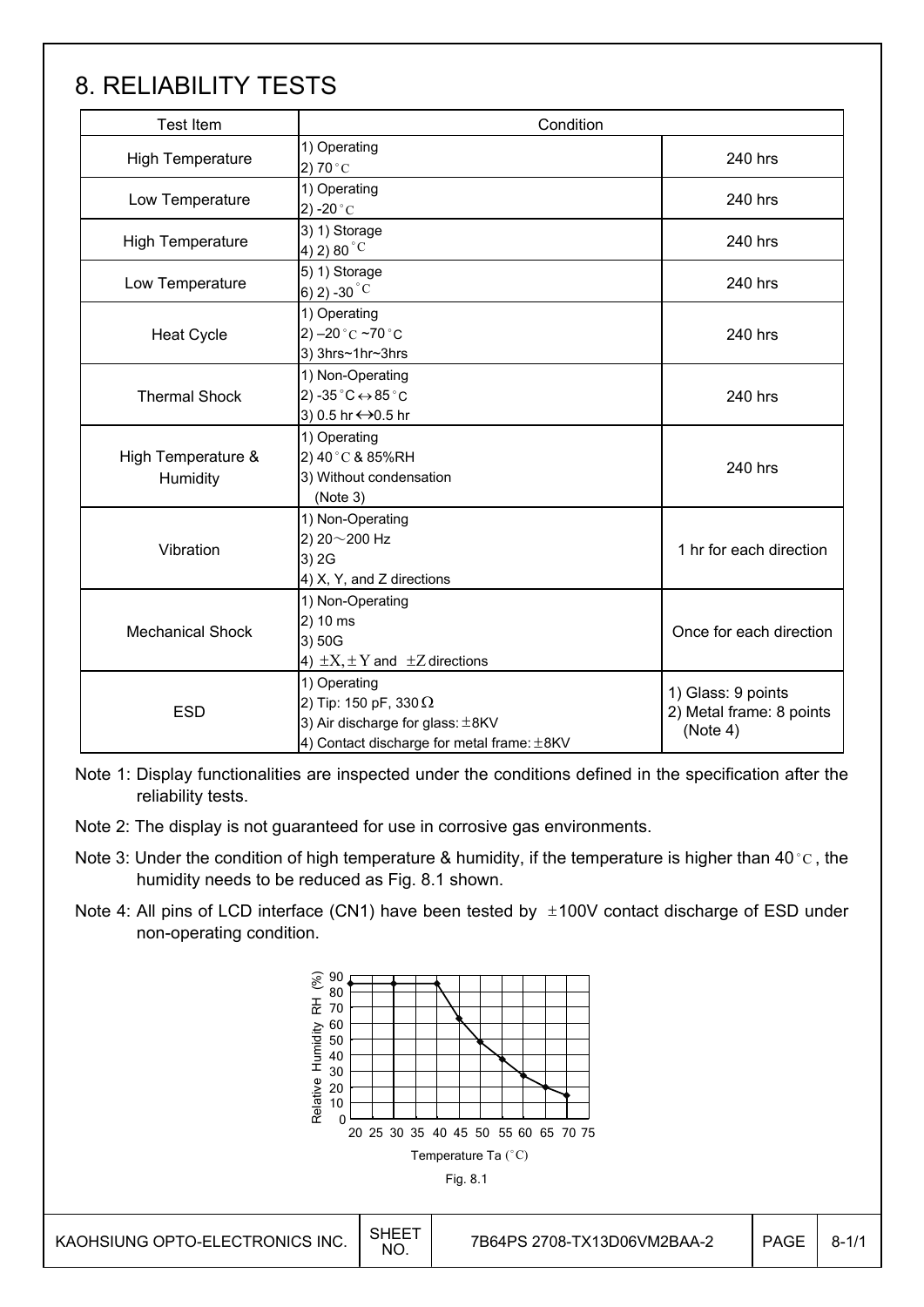# 8. RELIABILITY TESTS

| Test Item | Condition | |
|---|---|---|
| High Temperature | 1) Operating<br>2) 70 °C | 240 hrs |
| Low Temperature | 1) Operating<br>2) -20 °C | 240 hrs |
| High Temperature | 3) 1) Storage<br>4) 2) 80 °C | 240 hrs |
| Low Temperature | 5) 1) Storage<br>6) 2) -30 °C | 240 hrs |
| Heat Cycle | 1) Operating<br>2) –20 °C ~70 °C<br>3) 3hrs~1hr~3hrs | 240 hrs |
| Thermal Shock | 1) Non-Operating<br>2) -35 °C ↔ 85 °C<br>3) 0.5 hr ↔ 0.5 hr | 240 hrs |
| High Temperature & Humidity | 1) Operating<br>2) 40 °C & 85%RH<br>3) Without condensation<br>(Note 3) | 240 hrs |
| Vibration | 1) Non-Operating<br>2) 20～200 Hz<br>3) 2G<br>4) X, Y, and Z directions | 1 hr for each direction |
| Mechanical Shock | 1) Non-Operating<br>2) 10 ms<br>3) 50G<br>4) ±X, ±Y and ±Z directions | Once for each direction |
| ESD | 1) Operating<br>2) Tip: 150 pF, 330 Ω<br>3) Air discharge for glass: ±8KV<br>4) Contact discharge for metal frame: ±8KV | 1) Glass: 9 points<br>2) Metal frame: 8 points<br>(Note 4) |

Note 1: Display functionalities are inspected under the conditions defined in the specification after the reliability tests.

Note 2: The display is not guaranteed for use in corrosive gas environments.

Note 3: Under the condition of high temperature & humidity, if the temperature is higher than 40 °C, the humidity needs to be reduced as Fig. 8.1 shown.

Note 4: All pins of LCD interface (CN1) have been tested by ±100V contact discharge of ESD under non-operating condition.

Fig. 8.1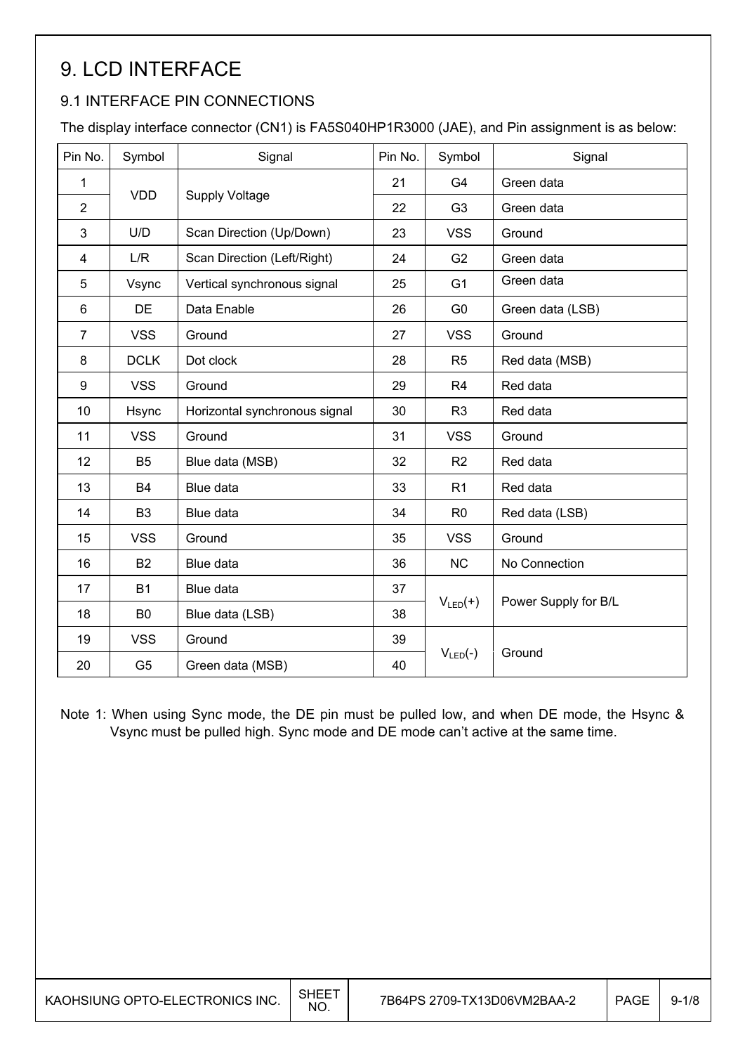# 9. LCD INTERFACE

## 9.1 INTERFACE PIN CONNECTIONS

The display interface connector (CN1) is FA5S040HP1R3000 (JAE), and Pin assignment is as below:

| Pin No. | Symbol | Signal | Pin No. | Symbol | Signal |
|---|---|---|---|---|---|
| 1 | VDD | Supply Voltage | 21 | G4 | Green data |
| 2 | | | 22 | G3 | Green data |
| 3 | U/D | Scan Direction (Up/Down) | 23 | VSS | Ground |
| 4 | L/R | Scan Direction (Left/Right) | 24 | G2 | Green data |
| 5 | Vsync | Vertical synchronous signal | 25 | G1 | Green data |
| 6 | DE | Data Enable | 26 | G0 | Green data (LSB) |
| 7 | VSS | Ground | 27 | VSS | Ground |
| 8 | DCLK | Dot clock | 28 | R5 | Red data (MSB) |
| 9 | VSS | Ground | 29 | R4 | Red data |
| 10 | Hsync | Horizontal synchronous signal | 30 | R3 | Red data |
| 11 | VSS | Ground | 31 | VSS | Ground |
| 12 | B5 | Blue data (MSB) | 32 | R2 | Red data |
| 13 | B4 | Blue data | 33 | R1 | Red data |
| 14 | B3 | Blue data | 34 | R0 | Red data (LSB) |
| 15 | VSS | Ground | 35 | VSS | Ground |
| 16 | B2 | Blue data | 36 | NC | No Connection |
| 17 | B1 | Blue data | 37 | $V_{LED}(+)$ | Power Supply for B/L |
| 18 | B0 | Blue data (LSB) | 38 | | |
| 19 | VSS | Ground | 39 | $V_{LED}(-)$ | Ground |
| 20 | G5 | Green data (MSB) | 40 | | |

Note 1: When using Sync mode, the DE pin must be pulled low, and when DE mode, the Hsync & Vsync must be pulled high. Sync mode and DE mode can't active at the same time.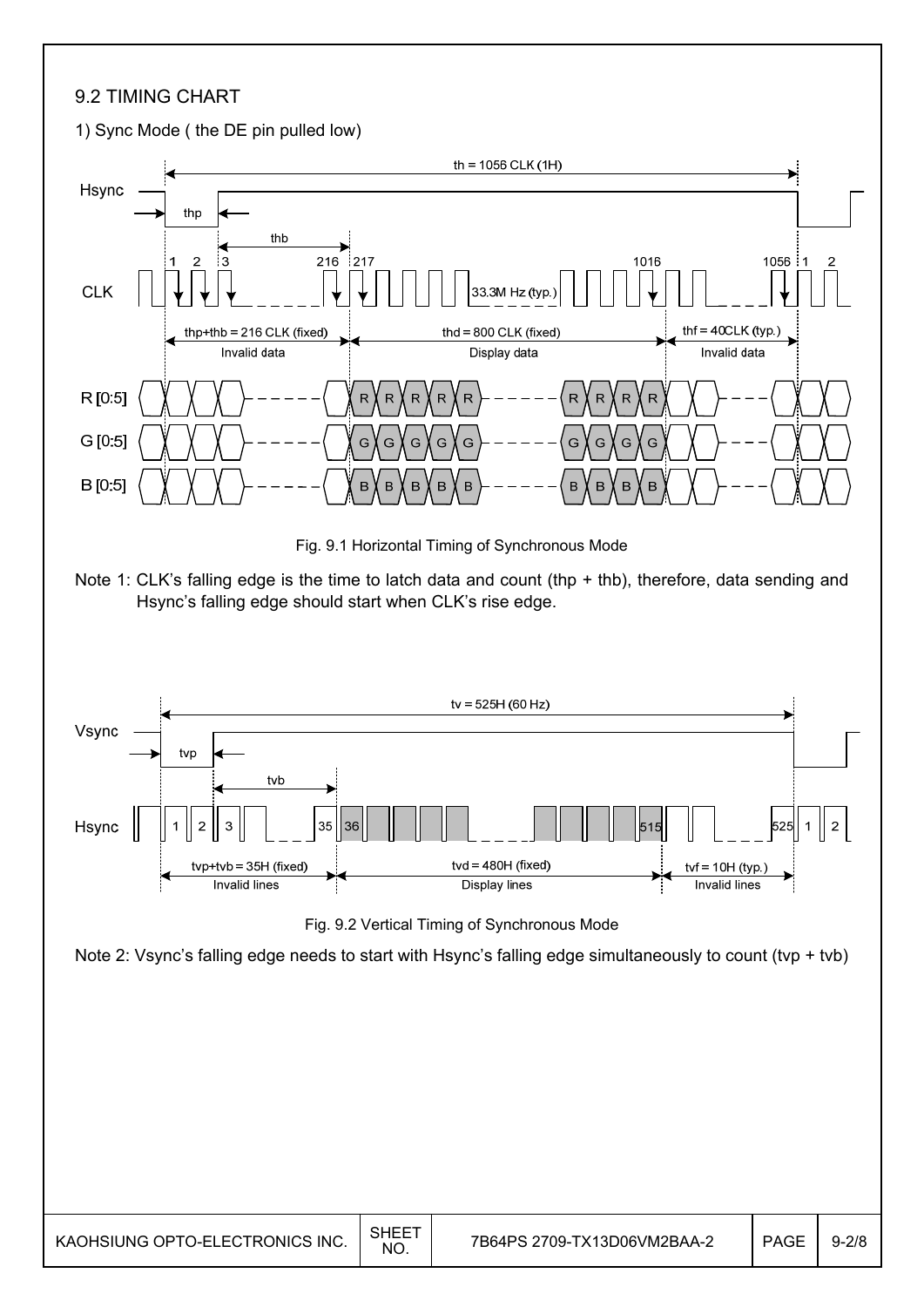## 9.2 TIMING CHART

1) Sync Mode ( the DE pin pulled low)

Fig. 9.1 Horizontal Timing of Synchronous Mode

Note 1: CLK's falling edge is the time to latch data and count (thp + thb), therefore, data sending and Hsync's falling edge should start when CLK's rise edge.

Fig. 9.2 Vertical Timing of Synchronous Mode

Note 2: Vsync's falling edge needs to start with Hsync's falling edge simultaneously to count (tvp + tvb)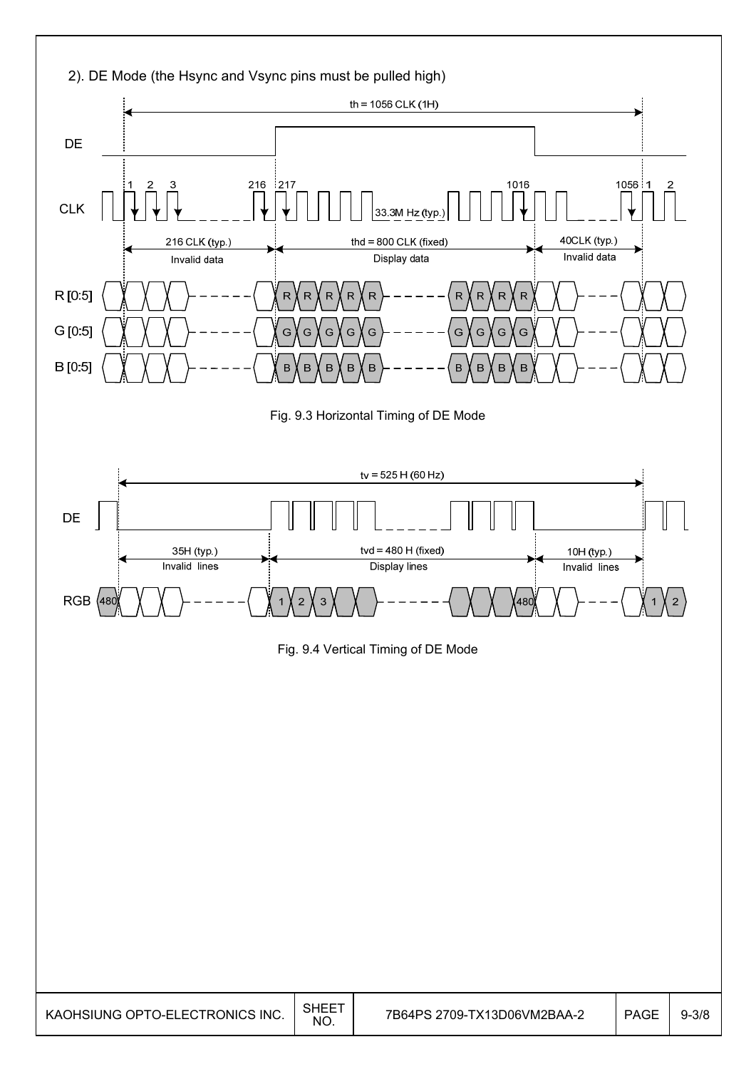2). DE Mode (the Hsync and Vsync pins must be pulled high)

th = 1056 CLK (1H)

DE

CLK

1 2 3 216 217 1016 1056 1 2

33.3M Hz (typ.)

216 CLK (typ.) Invalid data

thd = 800 CLK (fixed) Display data

40CLK (typ.) Invalid data

R [0:5]

G [0:5]

B [0:5]

Fig. 9.3 Horizontal Timing of DE Mode

tv = 525 H (60 Hz)

DE

35H (typ.) Invalid lines

tvd = 480 H (fixed) Display lines

10H (typ.) Invalid lines

RGB 480 1 2 3 480 1 2

Fig. 9.4 Vertical Timing of DE Mode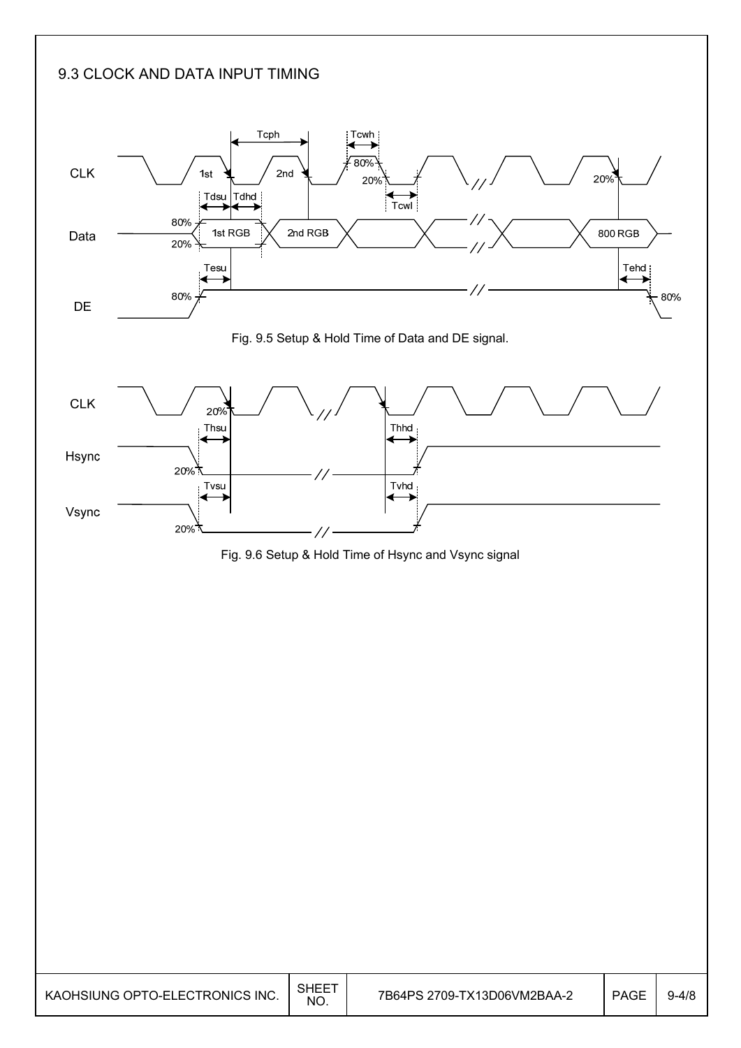## 9.3 CLOCK AND DATA INPUT TIMING

Fig. 9.5 Setup & Hold Time of Data and DE signal.

Fig. 9.6 Setup & Hold Time of Hsync and Vsync signal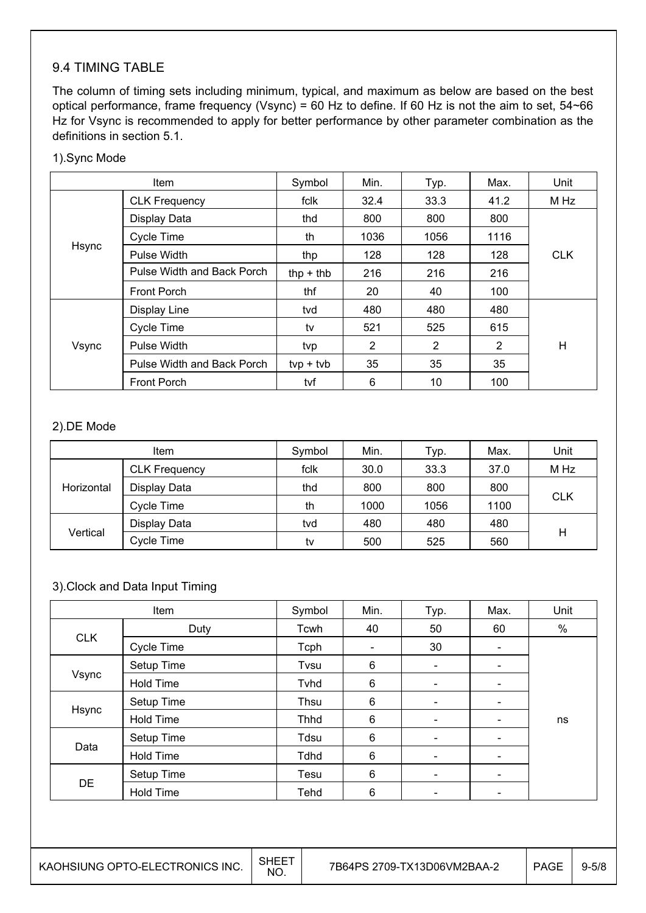## 9.4 TIMING TABLE

The column of timing sets including minimum, typical, and maximum as below are based on the best optical performance, frame frequency (Vsync) = 60 Hz to define. If 60 Hz is not the aim to set, 54~66 Hz for Vsync is recommended to apply for better performance by other parameter combination as the definitions in section 5.1.

1).Sync Mode

| Item | | Symbol | Min. | Typ. | Max. | Unit |
|---|---|---|---|---|---|---|
| Hsync | CLK Frequency | fclk | 32.4 | 33.3 | 41.2 | M Hz |
| | Display Data | thd | 800 | 800 | 800 | CLK |
| | Cycle Time | th | 1036 | 1056 | 1116 | |
| | Pulse Width | thp | 128 | 128 | 128 | |
| | Pulse Width and Back Porch | thp + thb | 216 | 216 | 216 | |
| | Front Porch | thf | 20 | 40 | 100 | |
| Vsync | Display Line | tvd | 480 | 480 | 480 | H |
| | Cycle Time | tv | 521 | 525 | 615 | |
| | Pulse Width | tvp | 2 | 2 | 2 | |
| | Pulse Width and Back Porch | tvp + tvb | 35 | 35 | 35 | |
| | Front Porch | tvf | 6 | 10 | 100 | |

2).DE Mode

| Item | | Symbol | Min. | Typ. | Max. | Unit |
|---|---|---|---|---|---|---|
| Horizontal | CLK Frequency | fclk | 30.0 | 33.3 | 37.0 | M Hz |
| | Display Data | thd | 800 | 800 | 800 | CLK |
| | Cycle Time | th | 1000 | 1056 | 1100 | |
| Vertical | Display Data | tvd | 480 | 480 | 480 | H |
| | Cycle Time | tv | 500 | 525 | 560 | |

3).Clock and Data Input Timing

| Item | | Symbol | Min. | Typ. | Max. | Unit |
|---|---|---|---|---|---|---|
| CLK | Duty | Tcwh | 40 | 50 | 60 | % |
| | Cycle Time | Tcph | - | 30 | - | ns |
| Vsync | Setup Time | Tvsu | 6 | - | - | |
| | Hold Time | Tvhd | 6 | - | - | |
| Hsync | Setup Time | Thsu | 6 | - | - | |
| | Hold Time | Thhd | 6 | - | - | |
| Data | Setup Time | Tdsu | 6 | - | - | |
| | Hold Time | Tdhd | 6 | - | - | |
| DE | Setup Time | Tesu | 6 | - | - | |
| | Hold Time | Tehd | 6 | - | - | |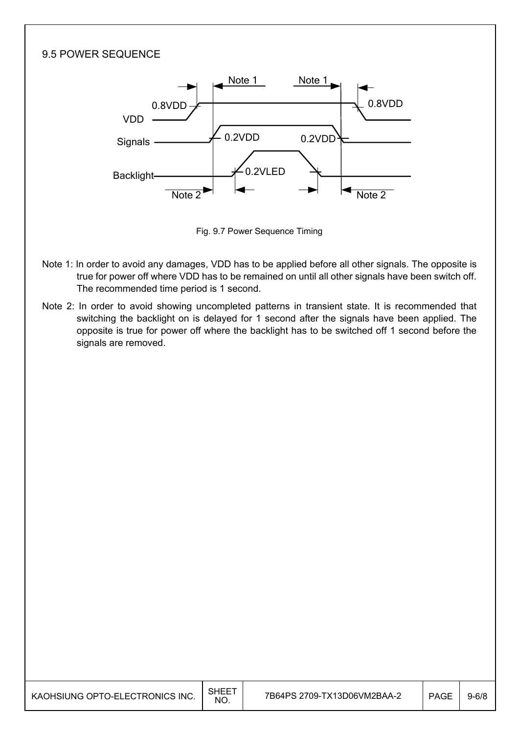## 9.5 POWER SEQUENCE

Fig. 9.7 Power Sequence Timing

Note 1: In order to avoid any damages, VDD has to be applied before all other signals. The opposite is true for power off where VDD has to be remained on until all other signals have been switch off. The recommended time period is 1 second.

Note 2: In order to avoid showing uncompleted patterns in transient state. It is recommended that switching the backlight on is delayed for 1 second after the signals have been applied. The opposite is true for power off where the backlight has to be switched off 1 second before the signals are removed.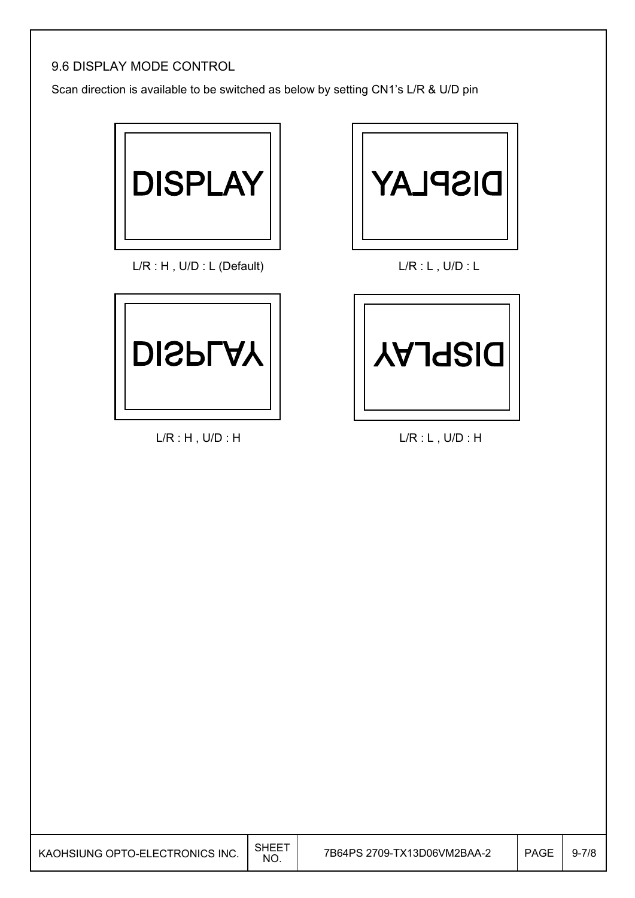## 9.6 DISPLAY MODE CONTROL

Scan direction is available to be switched as below by setting CN1's L/R & U/D pin

DISPLAY

L/R : H , U/D : L (Default)

DISPLAY

L/R : L , U/D : L

DISPLAY

L/R : H , U/D : H

DISPLAY

L/R : L , U/D : H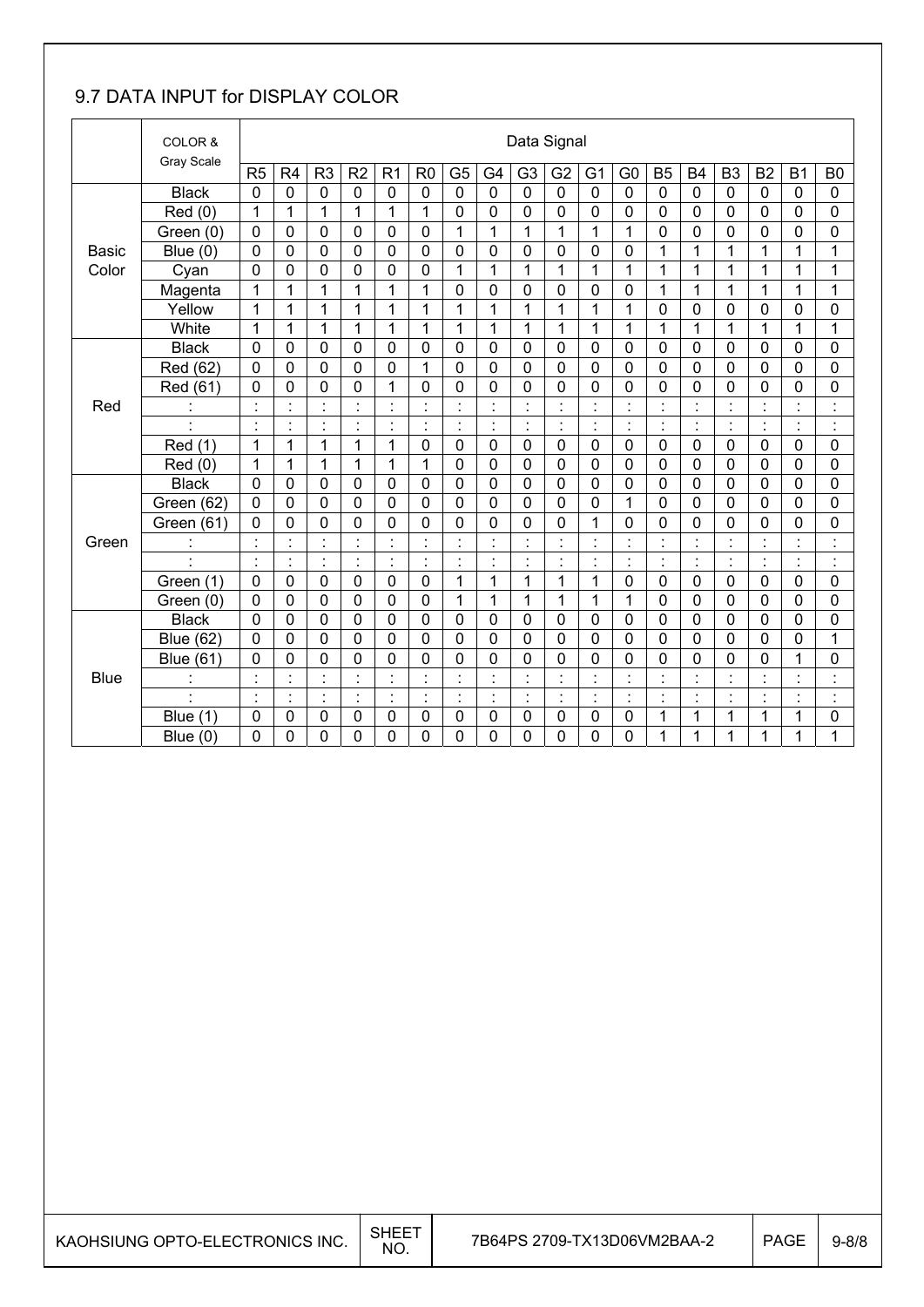## 9.7 DATA INPUT for DISPLAY COLOR

| | COLOR & Gray Scale | Data Signal | | | | | | | | | | | | | | | | | |
|---|---|---|---|---|---|---|---|---|---|---|---|---|---|---|---|---|---|---|---|
| | | R5 | R4 | R3 | R2 | R1 | R0 | G5 | G4 | G3 | G2 | G1 | G0 | B5 | B4 | B3 | B2 | B1 | B0 |
| Basic Color | Black | 0 | 0 | 0 | 0 | 0 | 0 | 0 | 0 | 0 | 0 | 0 | 0 | 0 | 0 | 0 | 0 | 0 | 0 |
| | Red (0) | 1 | 1 | 1 | 1 | 1 | 1 | 0 | 0 | 0 | 0 | 0 | 0 | 0 | 0 | 0 | 0 | 0 | 0 |
| | Green (0) | 0 | 0 | 0 | 0 | 0 | 0 | 1 | 1 | 1 | 1 | 1 | 1 | 0 | 0 | 0 | 0 | 0 | 0 |
| | Blue (0) | 0 | 0 | 0 | 0 | 0 | 0 | 0 | 0 | 0 | 0 | 0 | 0 | 1 | 1 | 1 | 1 | 1 | 1 |
| | Cyan | 0 | 0 | 0 | 0 | 0 | 0 | 1 | 1 | 1 | 1 | 1 | 1 | 1 | 1 | 1 | 1 | 1 | 1 |
| | Magenta | 1 | 1 | 1 | 1 | 1 | 1 | 0 | 0 | 0 | 0 | 0 | 0 | 1 | 1 | 1 | 1 | 1 | 1 |
| | Yellow | 1 | 1 | 1 | 1 | 1 | 1 | 1 | 1 | 1 | 1 | 1 | 1 | 0 | 0 | 0 | 0 | 0 | 0 |
| | White | 1 | 1 | 1 | 1 | 1 | 1 | 1 | 1 | 1 | 1 | 1 | 1 | 1 | 1 | 1 | 1 | 1 | 1 |
| Red | Black | 0 | 0 | 0 | 0 | 0 | 0 | 0 | 0 | 0 | 0 | 0 | 0 | 0 | 0 | 0 | 0 | 0 | 0 |
| | Red (62) | 0 | 0 | 0 | 0 | 0 | 1 | 0 | 0 | 0 | 0 | 0 | 0 | 0 | 0 | 0 | 0 | 0 | 0 |
| | Red (61) | 0 | 0 | 0 | 0 | 1 | 0 | 0 | 0 | 0 | 0 | 0 | 0 | 0 | 0 | 0 | 0 | 0 | 0 |
| | : | : | : | : | : | : | : | : | : | : | : | : | : | : | : | : | : | : | : |
| | : | : | : | : | : | : | : | : | : | : | : | : | : | : | : | : | : | : | : |
| | Red (1) | 1 | 1 | 1 | 1 | 1 | 0 | 0 | 0 | 0 | 0 | 0 | 0 | 0 | 0 | 0 | 0 | 0 | 0 |
| | Red (0) | 1 | 1 | 1 | 1 | 1 | 1 | 0 | 0 | 0 | 0 | 0 | 0 | 0 | 0 | 0 | 0 | 0 | 0 |
| Green | Black | 0 | 0 | 0 | 0 | 0 | 0 | 0 | 0 | 0 | 0 | 0 | 0 | 0 | 0 | 0 | 0 | 0 | 0 |
| | Green (62) | 0 | 0 | 0 | 0 | 0 | 0 | 0 | 0 | 0 | 0 | 0 | 1 | 0 | 0 | 0 | 0 | 0 | 0 |
| | Green (61) | 0 | 0 | 0 | 0 | 0 | 0 | 0 | 0 | 0 | 0 | 1 | 0 | 0 | 0 | 0 | 0 | 0 | 0 |
| | : | : | : | : | : | : | : | : | : | : | : | : | : | : | : | : | : | : | : |
| | : | : | : | : | : | : | : | : | : | : | : | : | : | : | : | : | : | : | : |
| | Green (1) | 0 | 0 | 0 | 0 | 0 | 0 | 1 | 1 | 1 | 1 | 1 | 0 | 0 | 0 | 0 | 0 | 0 | 0 |
| | Green (0) | 0 | 0 | 0 | 0 | 0 | 0 | 1 | 1 | 1 | 1 | 1 | 1 | 0 | 0 | 0 | 0 | 0 | 0 |
| Blue | Black | 0 | 0 | 0 | 0 | 0 | 0 | 0 | 0 | 0 | 0 | 0 | 0 | 0 | 0 | 0 | 0 | 0 | 0 |
| | Blue (62) | 0 | 0 | 0 | 0 | 0 | 0 | 0 | 0 | 0 | 0 | 0 | 0 | 0 | 0 | 0 | 0 | 0 | 1 |
| | Blue (61) | 0 | 0 | 0 | 0 | 0 | 0 | 0 | 0 | 0 | 0 | 0 | 0 | 0 | 0 | 0 | 0 | 1 | 0 |
| | : | : | : | : | : | : | : | : | : | : | : | : | : | : | : | : | : | : | : |
| | : | : | : | : | : | : | : | : | : | : | : | : | : | : | : | : | : | : | : |
| | Blue (1) | 0 | 0 | 0 | 0 | 0 | 0 | 0 | 0 | 0 | 0 | 0 | 0 | 1 | 1 | 1 | 1 | 1 | 0 |
| | Blue (0) | 0 | 0 | 0 | 0 | 0 | 0 | 0 | 0 | 0 | 0 | 0 | 0 | 1 | 1 | 1 | 1 | 1 | 1 |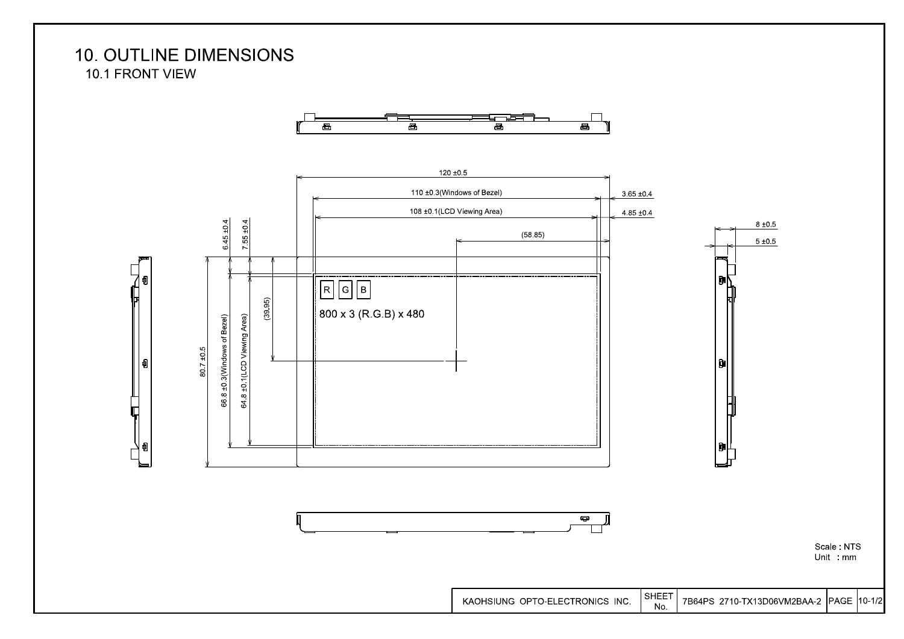# 10. OUTLINE DIMENSIONS

## 10.1 FRONT VIEW

120 ±0.5

110 ±0.3(Windows of Bezel)

108 ±0.1(LCD Viewing Area)

3.65 ±0.4

4.85 ±0.4

(58.85)

6.45 ±0.4

7.55 ±0.4

(39.95)

80.7 ±0.5

66.8 ±0.3(Windows of Bezel)

64.8 ±0.1(LCD Viewing Area)

R G B

800 x 3 (R.G.B) x 480

8 ±0.5

5 ±0.5

Scale : NTS
Unit : mm

| KAOHSIUNG OPTO-ELECTRONICS INC. | SHEET No. | 7B64PS 2710-TX13D06VM2BAA-2 | PAGE | 10-1/2 |
|---|---|---|---|---|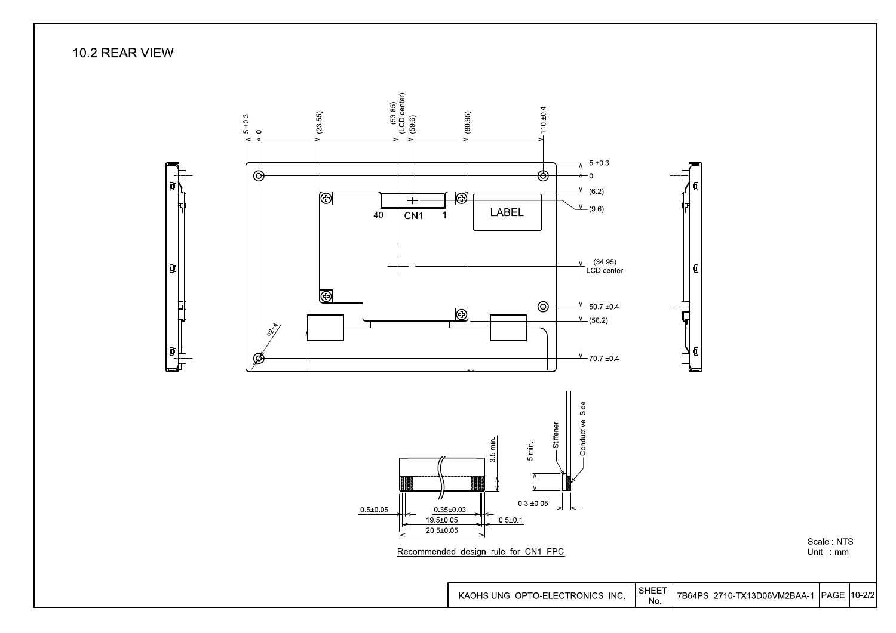## 10.2 REAR VIEW

5 ±0.3 | 0 | (23.55) | (53.85) (LCD center) | (59.6) | (80.95) | 110 ±0.4

5 ±0.3 | 0 | (6.2) | (9.6) | (34.95) LCD center | 50.7 ±0.4 | (56.2) | 70.7 ±0.4

40 CN1 1

LABEL

φ2-4

Stiffener

Conductive Side

3.5 min.

5 min.

0.5±0.05

0.35±0.03

19.5±0.05

20.5±0.05

0.5±0.1

0.3 ±0.05

Recommended design rule for CN1 FPC

Scale : NTS
Unit : mm

| KAOHSIUNG OPTO-ELECTRONICS INC. | SHEET No. | 7B64PS 2710-TX13D06VM2BAA-1 | PAGE | 10-2/2 |
|---|---|---|---|---|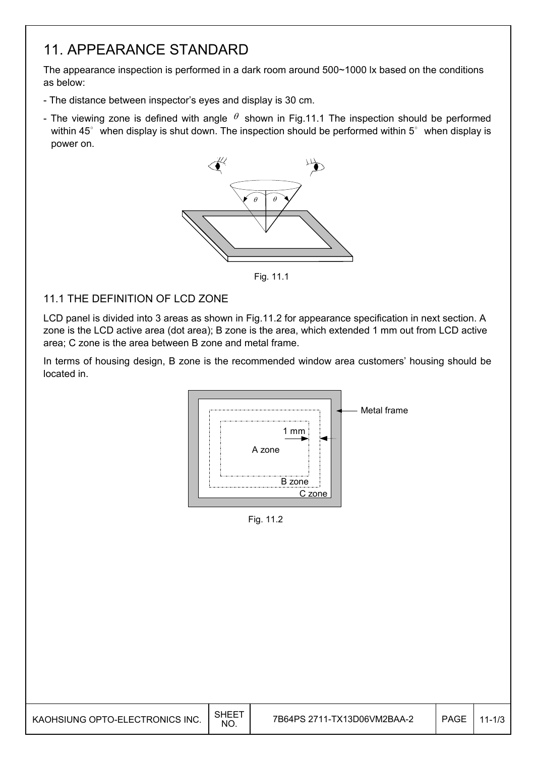# 11. APPEARANCE STANDARD

The appearance inspection is performed in a dark room around 500~1000 lx based on the conditions as below:

- The distance between inspector's eyes and display is 30 cm.
- The viewing zone is defined with angle $\theta$ shown in Fig.11.1 The inspection should be performed within 45° when display is shut down. The inspection should be performed within 5° when display is power on.

Fig. 11.1

## 11.1 THE DEFINITION OF LCD ZONE

LCD panel is divided into 3 areas as shown in Fig.11.2 for appearance specification in next section. A zone is the LCD active area (dot area); B zone is the area, which extended 1 mm out from LCD active area; C zone is the area between B zone and metal frame.

In terms of housing design, B zone is the recommended window area customers' housing should be located in.

Fig. 11.2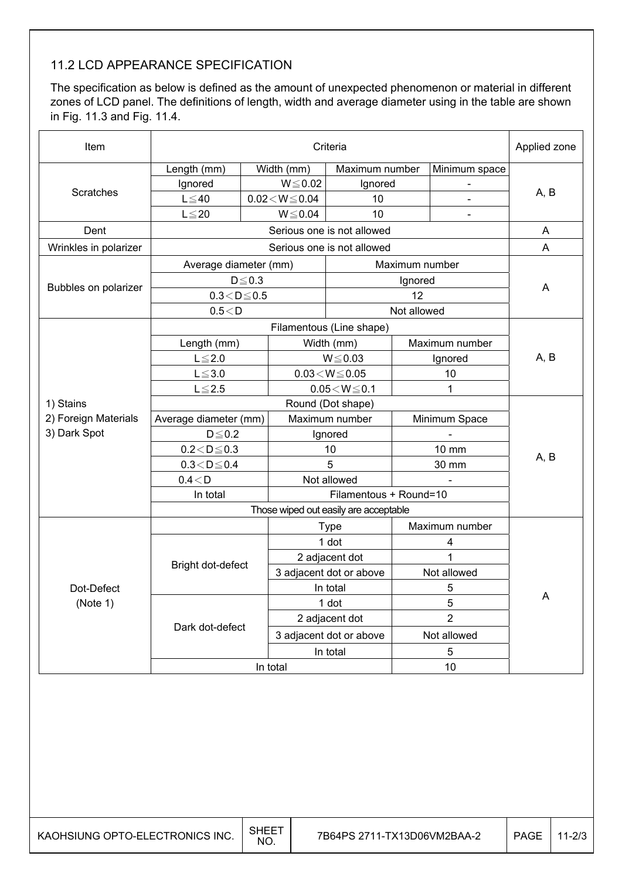## 11.2 LCD APPEARANCE SPECIFICATION

The specification as below is defined as the amount of unexpected phenomenon or material in different zones of LCD panel. The definitions of length, width and average diameter using in the table are shown in Fig. 11.3 and Fig. 11.4.

| Item | Criteria | | | | | Applied zone |
|---|---|---|---|---|---|---|
| Scratches | Length (mm) | Width (mm) | | Maximum number | Minimum space | A, B |
| | Ignored | W≦0.02 | | Ignored | - | |
| | L≦40 | 0.02＜W≦0.04 | | 10 | - | |
| | L≦20 | W≦0.04 | | 10 | - | |
| Dent | Serious one is not allowed | | | | | A |
| Wrinkles in polarizer | Serious one is not allowed | | | | | A |
| Bubbles on polarizer | Average diameter (mm) | | | Maximum number | | A |
| | D≦0.3 | | | Ignored | | |
| | 0.3＜D≦0.5 | | | 12 | | |
| | 0.5＜D | | | Not allowed | | |
| 1) Stains<br>2) Foreign Materials<br>3) Dark Spot | Filamentous (Line shape) | | | | | A, B |
| | Length (mm) | Width (mm) | | Maximum number | | |
| | L≦2.0 | W≦0.03 | | Ignored | | |
| | L≦3.0 | 0.03＜W≦0.05 | | 10 | | |
| | L≦2.5 | 0.05＜W≦0.1 | | 1 | | |
| | Round (Dot shape) | | | | | A, B |
| | Average diameter (mm) | Maximum number | | Minimum Space | | |
| | D≦0.2 | Ignored | | - | | |
| | 0.2＜D≦0.3 | 10 | | 10 mm | | |
| | 0.3＜D≦0.4 | 5 | | 30 mm | | |
| | 0.4＜D | Not allowed | | - | | |
| | In total | Filamentous + Round=10 | | | | |
| | Those wiped out easily are acceptable | | | | | |
| Dot-Defect<br>(Note 1) | | Type | | Maximum number | | A |
| | Bright dot-defect | 1 dot | | 4 | | |
| | | 2 adjacent dot | | 1 | | |
| | | 3 adjacent dot or above | | Not allowed | | |
| | | In total | | 5 | | |
| | Dark dot-defect | 1 dot | | 5 | | |
| | | 2 adjacent dot | | 2 | | |
| | | 3 adjacent dot or above | | Not allowed | | |
| | | In total | | 5 | | |
| | In total | | | 10 | | |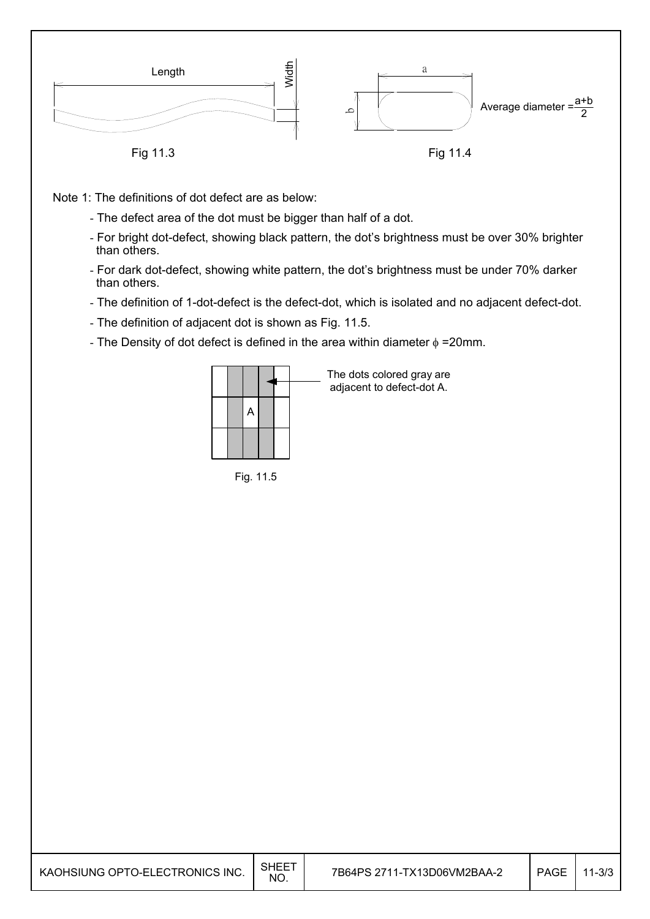Length

Width

Fig 11.3

a

b

Average diameter = $\frac{a+b}{2}$

Fig 11.4

Note 1: The definitions of dot defect are as below:

- The defect area of the dot must be bigger than half of a dot.
- For bright dot-defect, showing black pattern, the dot's brightness must be over 30% brighter than others.
- For dark dot-defect, showing white pattern, the dot's brightness must be under 70% darker than others.
- The definition of 1-dot-defect is the defect-dot, which is isolated and no adjacent defect-dot.
- The definition of adjacent dot is shown as Fig. 11.5.
- The Density of dot defect is defined in the area within diameter $\phi$ =20mm.

The dots colored gray are adjacent to defect-dot A.

Fig. 11.5

| KAOHSIUNG OPTO-ELECTRONICS INC. | SHEET NO. | 7B64PS 2711-TX13D06VM2BAA-2 | PAGE | 11-3/3 |
|---|---|---|---|---|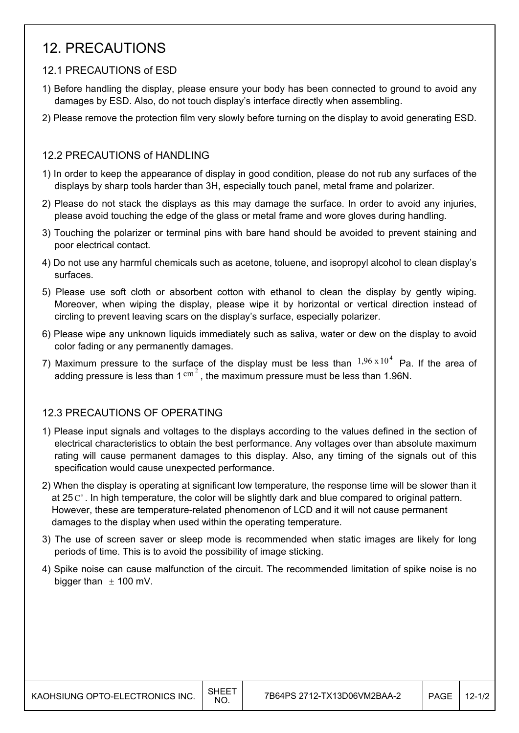# 12. PRECAUTIONS

## 12.1 PRECAUTIONS of ESD

1) Before handling the display, please ensure your body has been connected to ground to avoid any damages by ESD. Also, do not touch display's interface directly when assembling.

2) Please remove the protection film very slowly before turning on the display to avoid generating ESD.

## 12.2 PRECAUTIONS of HANDLING

1) In order to keep the appearance of display in good condition, please do not rub any surfaces of the displays by sharp tools harder than 3H, especially touch panel, metal frame and polarizer.

2) Please do not stack the displays as this may damage the surface. In order to avoid any injuries, please avoid touching the edge of the glass or metal frame and wore gloves during handling.

3) Touching the polarizer or terminal pins with bare hand should be avoided to prevent staining and poor electrical contact.

4) Do not use any harmful chemicals such as acetone, toluene, and isopropyl alcohol to clean display's surfaces.

5) Please use soft cloth or absorbent cotton with ethanol to clean the display by gently wiping. Moreover, when wiping the display, please wipe it by horizontal or vertical direction instead of circling to prevent leaving scars on the display's surface, especially polarizer.

6) Please wipe any unknown liquids immediately such as saliva, water or dew on the display to avoid color fading or any permanently damages.

7) Maximum pressure to the surface of the display must be less than $1{,}96 \times 10^4$ Pa. If the area of adding pressure is less than 1 $cm^2$, the maximum pressure must be less than 1.96N.

## 12.3 PRECAUTIONS OF OPERATING

1) Please input signals and voltages to the displays according to the values defined in the section of electrical characteristics to obtain the best performance. Any voltages over than absolute maximum rating will cause permanent damages to this display. Also, any timing of the signals out of this specification would cause unexpected performance.

2) When the display is operating at significant low temperature, the response time will be slower than it at 25$C^{\circ}$. In high temperature, the color will be slightly dark and blue compared to original pattern. However, these are temperature-related phenomenon of LCD and it will not cause permanent damages to the display when used within the operating temperature.

3) The use of screen saver or sleep mode is recommended when static images are likely for long periods of time. This is to avoid the possibility of image sticking.

4) Spike noise can cause malfunction of the circuit. The recommended limitation of spike noise is no bigger than $\pm$ 100 mV.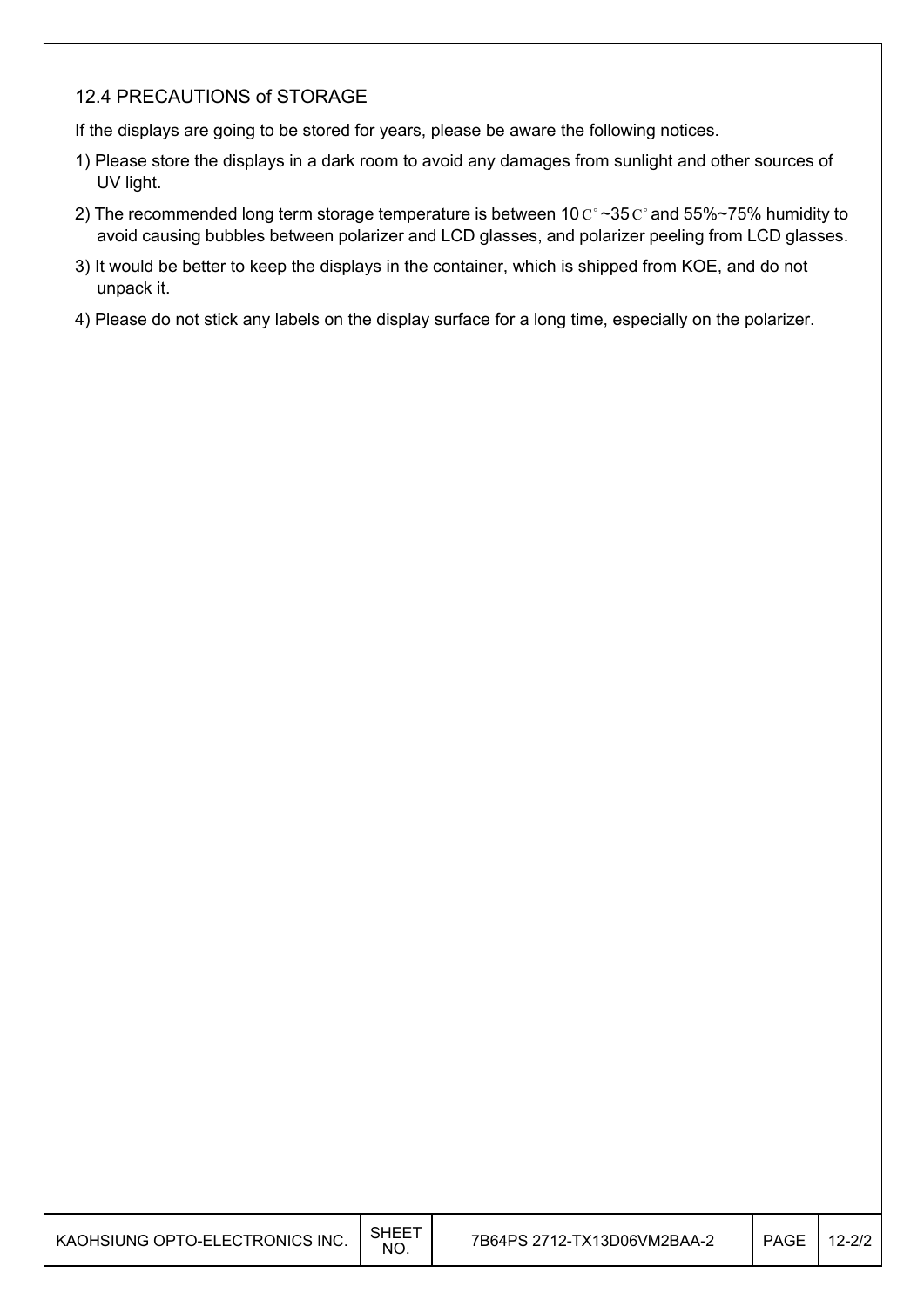### 12.4 PRECAUTIONS of STORAGE

If the displays are going to be stored for years, please be aware the following notices.

1) Please store the displays in a dark room to avoid any damages from sunlight and other sources of UV light.
2) The recommended long term storage temperature is between 10 C°~35 C° and 55%~75% humidity to avoid causing bubbles between polarizer and LCD glasses, and polarizer peeling from LCD glasses.
3) It would be better to keep the displays in the container, which is shipped from KOE, and do not unpack it.
4) Please do not stick any labels on the display surface for a long time, especially on the polarizer.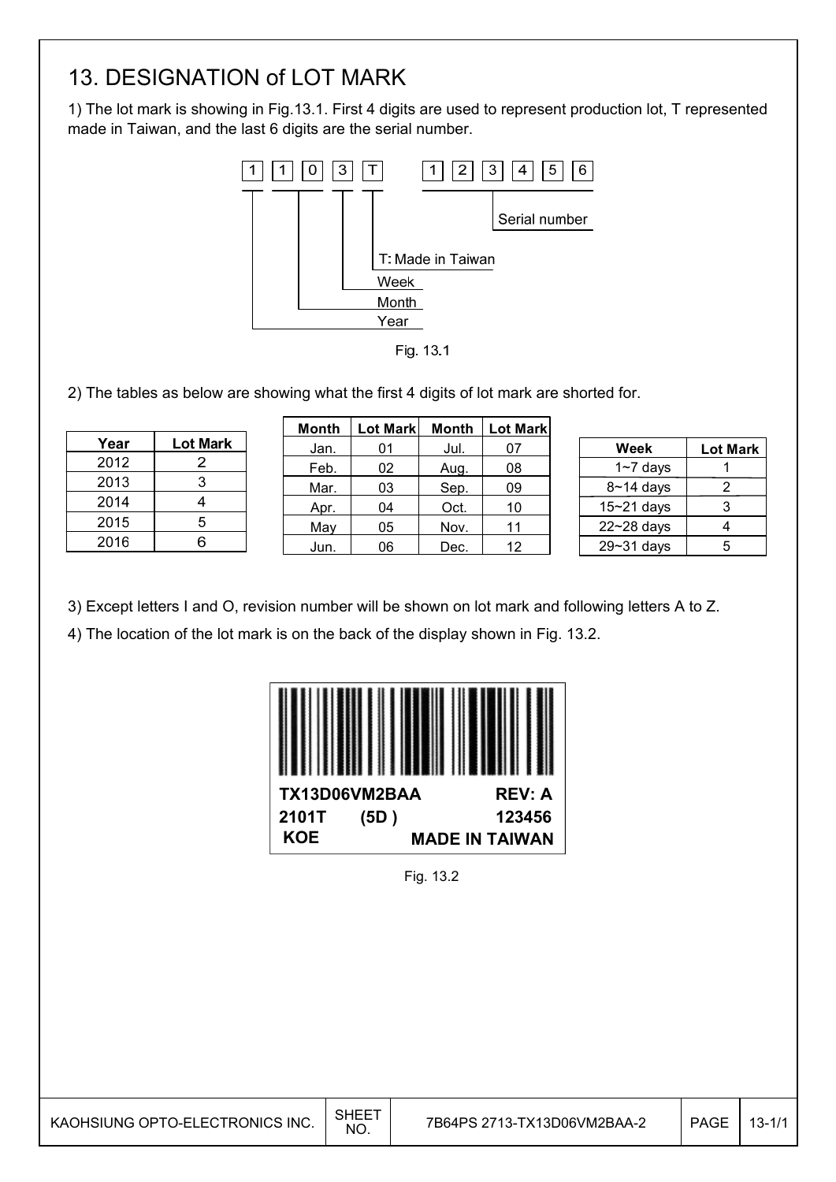# 13. DESIGNATION of LOT MARK

1) The lot mark is showing in Fig.13.1. First 4 digits are used to represent production lot, T represented made in Taiwan, and the last 6 digits are the serial number.

1 1 0 3 T 1 2 3 4 5 6

Serial number

T: Made in Taiwan

Week

Month

Year

Fig. 13.1

2) The tables as below are showing what the first 4 digits of lot mark are shorted for.

| Year | Lot Mark |
|---|---|
| 2012 | 2 |
| 2013 | 3 |
| 2014 | 4 |
| 2015 | 5 |
| 2016 | 6 |

| Month | Lot Mark | Month | Lot Mark |
|---|---|---|---|
| Jan. | 01 | Jul. | 07 |
| Feb. | 02 | Aug. | 08 |
| Mar. | 03 | Sep. | 09 |
| Apr. | 04 | Oct. | 10 |
| May | 05 | Nov. | 11 |
| Jun. | 06 | Dec. | 12 |

| Week | Lot Mark |
|---|---|
| 1~7 days | 1 |
| 8~14 days | 2 |
| 15~21 days | 3 |
| 22~28 days | 4 |
| 29~31 days | 5 |

3) Except letters I and O, revision number will be shown on lot mark and following letters A to Z.

4) The location of the lot mark is on the back of the display shown in Fig. 13.2.

TX13D06VM2BAA REV: A

2101T (5D ) 123456

KOE MADE IN TAIWAN

Fig. 13.2